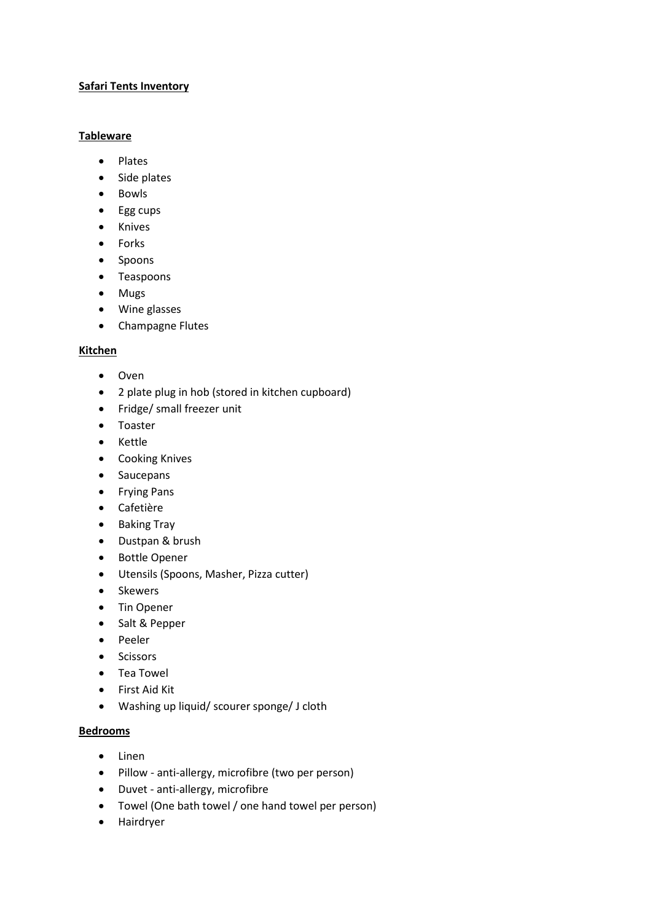# Safari Tents Inventory

## Tableware

- Plates
- Side plates
- Bowls
- Egg cups
- Knives
- Forks
- Spoons
- Teaspoons
- Mugs
- Wine glasses
- Champagne Flutes

## Kitchen

- Oven
- 2 plate plug in hob (stored in kitchen cupboard)
- Fridge/ small freezer unit
- Toaster
- Kettle
- Cooking Knives
- Saucepans
- Frying Pans
- Cafetière
- Baking Tray
- Dustpan & brush
- Bottle Opener
- Utensils (Spoons, Masher, Pizza cutter)
- Skewers
- Tin Opener
- Salt & Pepper
- Peeler
- Scissors
- Tea Towel
- First Aid Kit
- Washing up liquid/ scourer sponge/ J cloth

## Bedrooms

- Linen
- Pillow - anti-allergy, microfibre (two per person)
- Duvet - anti-allergy, microfibre
- Towel (One bath towel / one hand towel per person)
- Hairdryer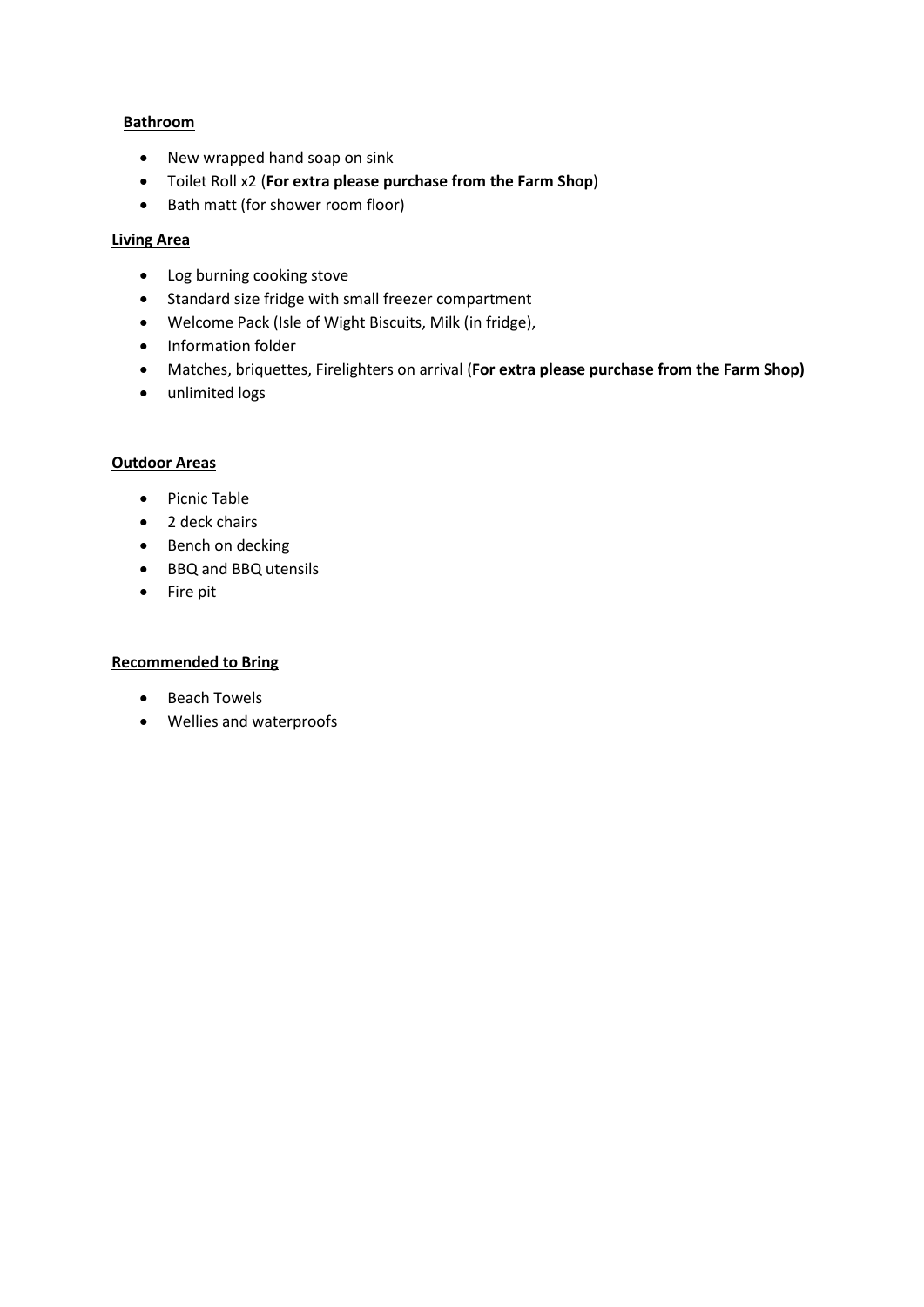**Bathroom**

- New wrapped hand soap on sink
- Toilet Roll x2 (**For extra please purchase from the Farm Shop**)
- Bath matt (for shower room floor)

**Living Area**

- Log burning cooking stove
- Standard size fridge with small freezer compartment
- Welcome Pack (Isle of Wight Biscuits, Milk (in fridge),
- Information folder
- Matches, briquettes, Firelighters on arrival (**For extra please purchase from the Farm Shop)**
- unlimited logs

**Outdoor Areas**

- Picnic Table
- 2 deck chairs
- Bench on decking
- BBQ and BBQ utensils
- Fire pit

**Recommended to Bring**

- Beach Towels
- Wellies and waterproofs